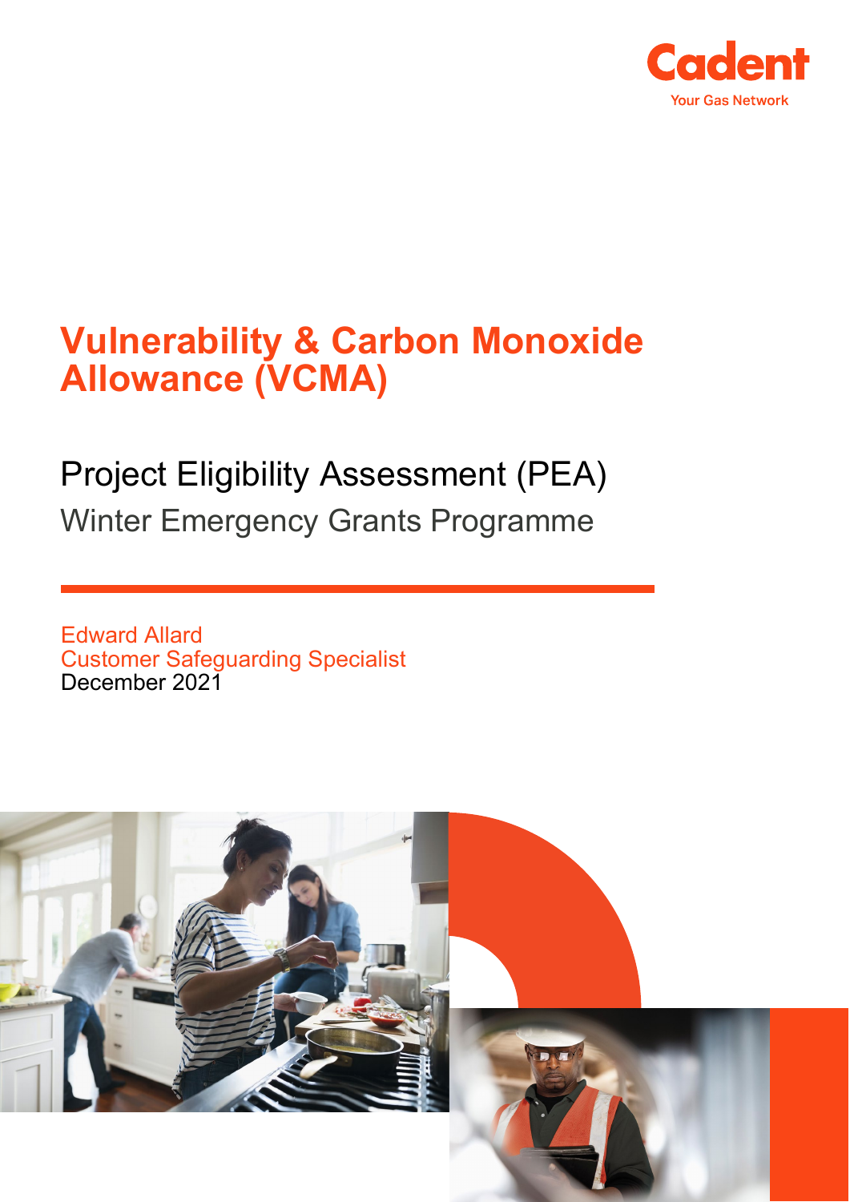Cadent

Your Gas Network

# Vulnerability & Carbon Monoxide Allowance (VCMA)

## Project Eligibility Assessment (PEA)

### Winter Emergency Grants Programme

Edward Allard
Customer Safeguarding Specialist
December 2021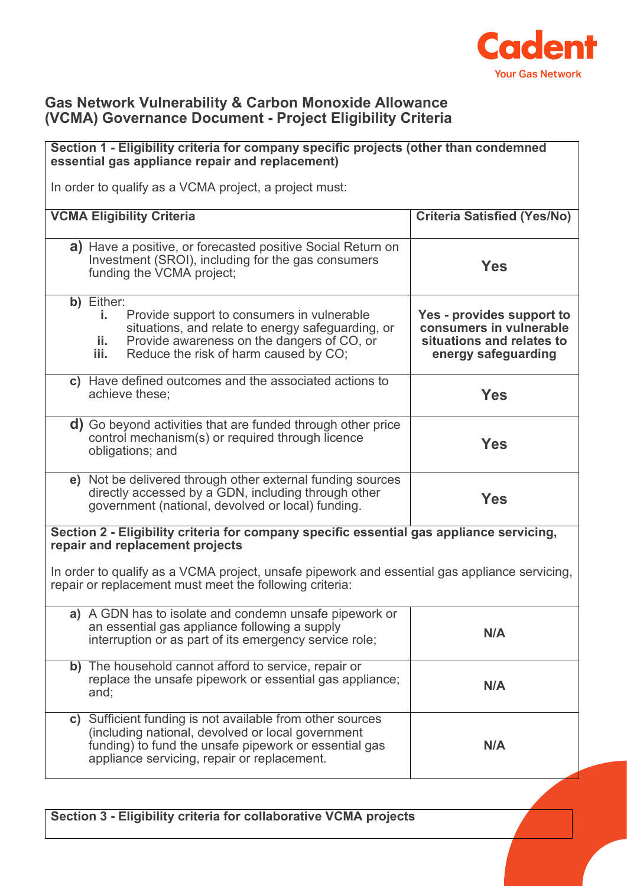# Gas Network Vulnerability & Carbon Monoxide Allowance (VCMA) Governance Document - Project Eligibility Criteria

**Section 1 - Eligibility criteria for company specific projects (other than condemned essential gas appliance repair and replacement)**

In order to qualify as a VCMA project, a project must:

| VCMA Eligibility Criteria | Criteria Satisfied (Yes/No) |
|---|---|
| **a)** Have a positive, or forecasted positive Social Return on Investment (SROI), including for the gas consumers funding the VCMA project; | **Yes** |
| **b)** Either: <br> **i.** Provide support to consumers in vulnerable situations, and relate to energy safeguarding, or <br> **ii.** Provide awareness on the dangers of CO, or <br> **iii.** Reduce the risk of harm caused by CO; | **Yes - provides support to consumers in vulnerable situations and relates to energy safeguarding** |
| **c)** Have defined outcomes and the associated actions to achieve these; | **Yes** |
| **d)** Go beyond activities that are funded through other price control mechanism(s) or required through licence obligations; and | **Yes** |
| **e)** Not be delivered through other external funding sources directly accessed by a GDN, including through other government (national, devolved or local) funding. | **Yes** |

**Section 2 - Eligibility criteria for company specific essential gas appliance servicing, repair and replacement projects**

In order to qualify as a VCMA project, unsafe pipework and essential gas appliance servicing, repair or replacement must meet the following criteria:

| | |
|---|---|
| **a)** A GDN has to isolate and condemn unsafe pipework or an essential gas appliance following a supply interruption or as part of its emergency service role; | **N/A** |
| **b)** The household cannot afford to service, repair or replace the unsafe pipework or essential gas appliance; and; | **N/A** |
| **c)** Sufficient funding is not available from other sources (including national, devolved or local government funding) to fund the unsafe pipework or essential gas appliance servicing, repair or replacement. | **N/A** |

**Section 3 - Eligibility criteria for collaborative VCMA projects**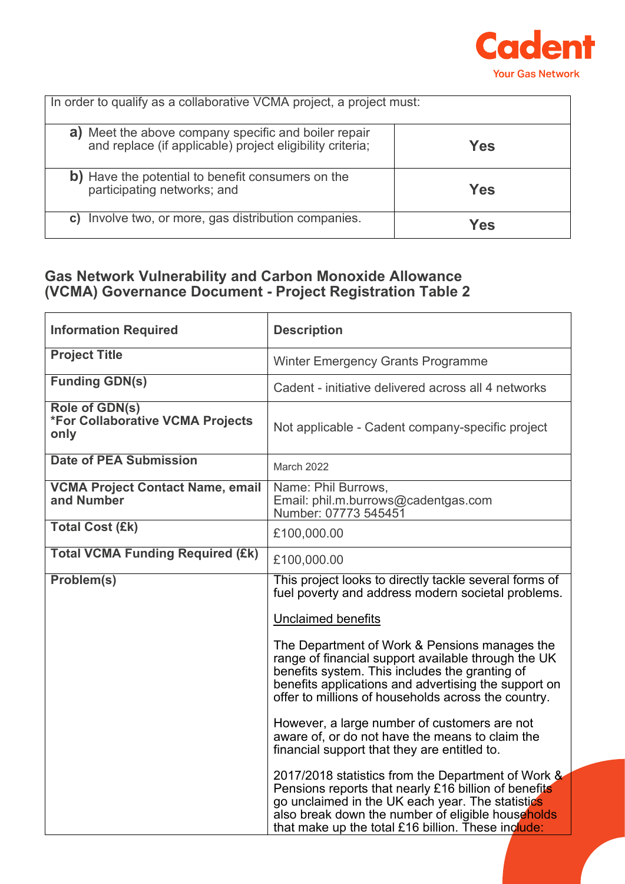| In order to qualify as a collaborative VCMA project, a project must: | |
|---|---|
| **a)** Meet the above company specific and boiler repair and replace (if applicable) project eligibility criteria; | **Yes** |
| **b)** Have the potential to benefit consumers on the participating networks; and | **Yes** |
| **c)** Involve two, or more, gas distribution companies. | **Yes** |

## Gas Network Vulnerability and Carbon Monoxide Allowance (VCMA) Governance Document - Project Registration Table 2

| **Information Required** | **Description** |
|---|---|
| **Project Title** | Winter Emergency Grants Programme |
| **Funding GDN(s)** | Cadent - initiative delivered across all 4 networks |
| **Role of GDN(s)** **\*For Collaborative VCMA Projects only** | Not applicable - Cadent company-specific project |
| **Date of PEA Submission** | March 2022 |
| **VCMA Project Contact Name, email and Number** | Name: Phil Burrows,<br>Email: phil.m.burrows@cadentgas.com<br>Number: 07773 545451 |
| **Total Cost (£k)** | £100,000.00 |
| **Total VCMA Funding Required (£k)** | £100,000.00 |
| **Problem(s)** | This project looks to directly tackle several forms of fuel poverty and address modern societal problems.<br><br><u>Unclaimed benefits</u><br><br>The Department of Work & Pensions manages the range of financial support available through the UK benefits system. This includes the granting of benefits applications and advertising the support on offer to millions of households across the country.<br><br>However, a large number of customers are not aware of, or do not have the means to claim the financial support that they are entitled to.<br><br>2017/2018 statistics from the Department of Work & Pensions reports that nearly £16 billion of benefits go unclaimed in the UK each year. The statistics also break down the number of eligible households that make up the total £16 billion. These include: |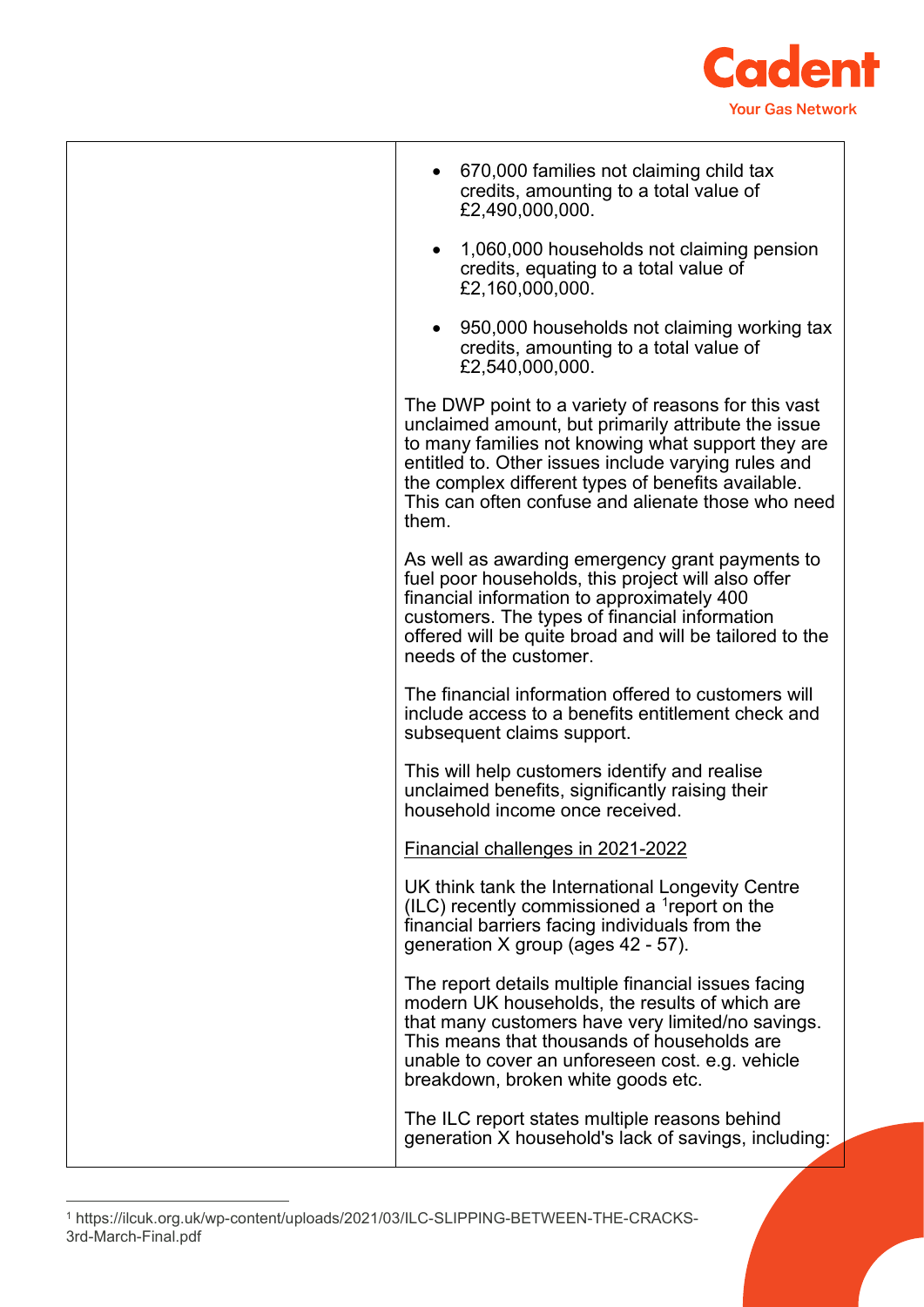| | • 670,000 families not claiming child tax credits, amounting to a total value of £2,490,000,000.<br><br>• 1,060,000 households not claiming pension credits, equating to a total value of £2,160,000,000.<br><br>• 950,000 households not claiming working tax credits, amounting to a total value of £2,540,000,000.<br><br>The DWP point to a variety of reasons for this vast unclaimed amount, but primarily attribute the issue to many families not knowing what support they are entitled to. Other issues include varying rules and the complex different types of benefits available. This can often confuse and alienate those who need them.<br><br>As well as awarding emergency grant payments to fuel poor households, this project will also offer financial information to approximately 400 customers. The types of financial information offered will be quite broad and will be tailored to the needs of the customer.<br><br>The financial information offered to customers will include access to a benefits entitlement check and subsequent claims support.<br><br>This will help customers identify and realise unclaimed benefits, significantly raising their household income once received.<br><br><u>Financial challenges in 2021-2022</u><br><br>UK think tank the International Longevity Centre (ILC) recently commissioned a [1]report on the financial barriers facing individuals from the generation X group (ages 42 - 57).<br><br>The report details multiple financial issues facing modern UK households, the results of which are that many customers have very limited/no savings. This means that thousands of households are unable to cover an unforeseen cost. e.g. vehicle breakdown, broken white goods etc.<br><br>The ILC report states multiple reasons behind generation X household's lack of savings, including: |
|---|---|

[1] https://ilcuk.org.uk/wp-content/uploads/2021/03/ILC-SLIPPING-BETWEEN-THE-CRACKS-3rd-March-Final.pdf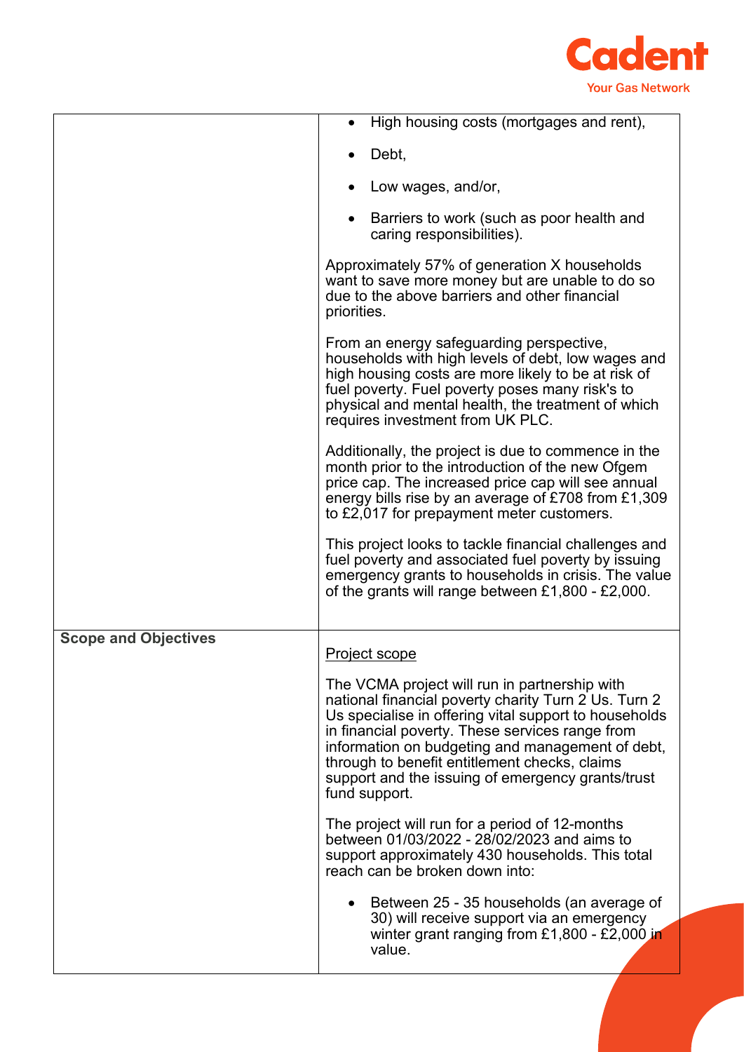| | |
|---|---|
| | • High housing costs (mortgages and rent),<br><br>• Debt,<br><br>• Low wages, and/or,<br><br>• Barriers to work (such as poor health and caring responsibilities).<br><br>Approximately 57% of generation X households want to save more money but are unable to do so due to the above barriers and other financial priorities.<br><br>From an energy safeguarding perspective, households with high levels of debt, low wages and high housing costs are more likely to be at risk of fuel poverty. Fuel poverty poses many risk's to physical and mental health, the treatment of which requires investment from UK PLC.<br><br>Additionally, the project is due to commence in the month prior to the introduction of the new Ofgem price cap. The increased price cap will see annual energy bills rise by an average of £708 from £1,309 to £2,017 for prepayment meter customers.<br><br>This project looks to tackle financial challenges and fuel poverty and associated fuel poverty by issuing emergency grants to households in crisis. The value of the grants will range between £1,800 - £2,000. |
| **Scope and Objectives** | <u>Project scope</u><br><br>The VCMA project will run in partnership with national financial poverty charity Turn 2 Us. Turn 2 Us specialise in offering vital support to households in financial poverty. These services range from information on budgeting and management of debt, through to benefit entitlement checks, claims support and the issuing of emergency grants/trust fund support.<br><br>The project will run for a period of 12-months between 01/03/2022 - 28/02/2023 and aims to support approximately 430 households. This total reach can be broken down into:<br><br>• Between 25 - 35 households (an average of 30) will receive support via an emergency winter grant ranging from £1,800 - £2,000 in value. |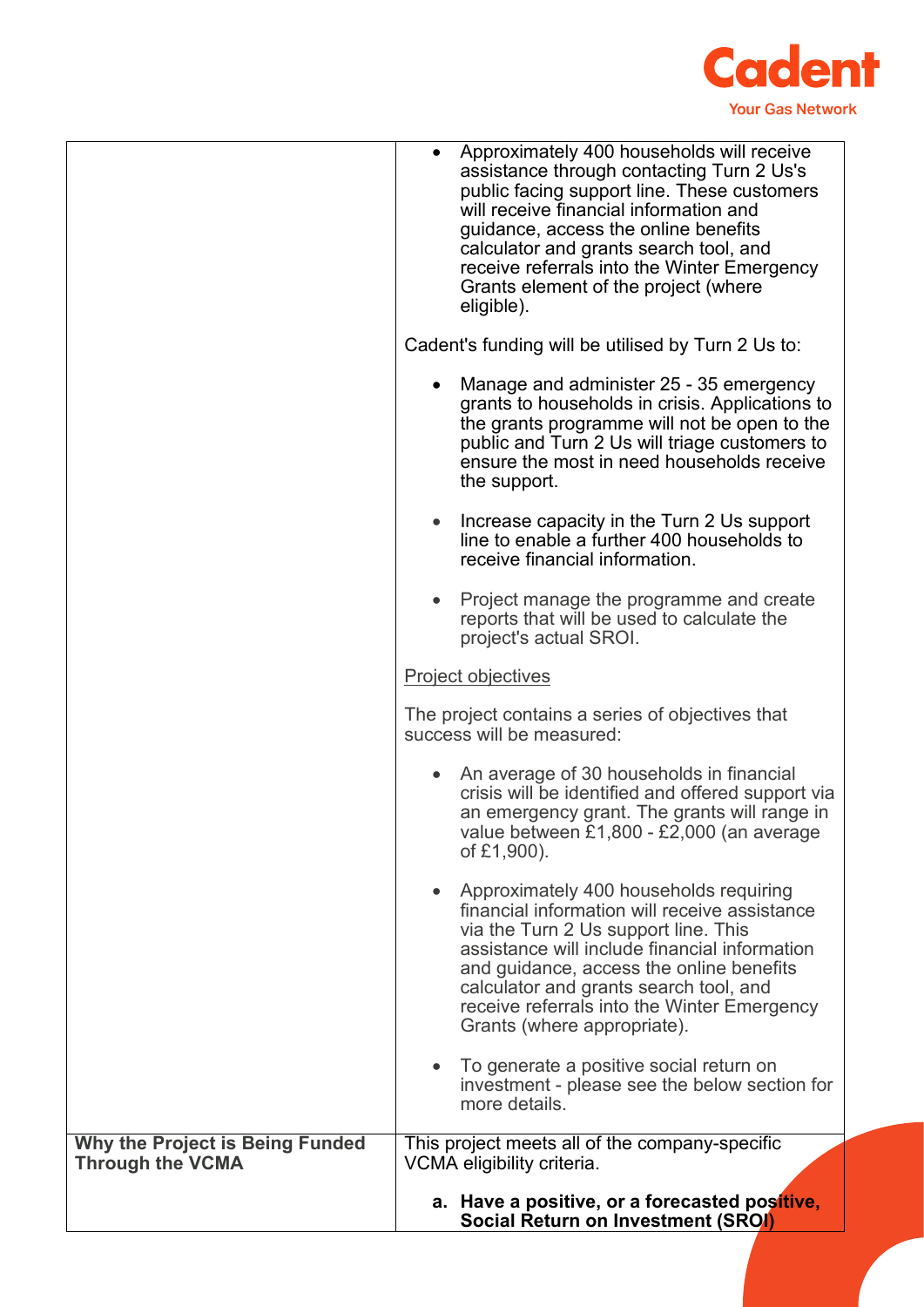| | |
|---|---|
| | <ul><li>Approximately 400 households will receive assistance through contacting Turn 2 Us's public facing support line. These customers will receive financial information and guidance, access the online benefits calculator and grants search tool, and receive referrals into the Winter Emergency Grants element of the project (where eligible).</li></ul>Cadent's funding will be utilised by Turn 2 Us to:<ul><li>Manage and administer 25 - 35 emergency grants to households in crisis. Applications to the grants programme will not be open to the public and Turn 2 Us will triage customers to ensure the most in need households receive the support.</li><li>Increase capacity in the Turn 2 Us support line to enable a further 400 households to receive financial information.</li><li>Project manage the programme and create reports that will be used to calculate the project's actual SROI.</li></ul><u>Project objectives</u><br><br>The project contains a series of objectives that success will be measured:<ul><li>An average of 30 households in financial crisis will be identified and offered support via an emergency grant. The grants will range in value between £1,800 - £2,000 (an average of £1,900).</li><li>Approximately 400 households requiring financial information will receive assistance via the Turn 2 Us support line. This assistance will include financial information and guidance, access the online benefits calculator and grants search tool, and receive referrals into the Winter Emergency Grants (where appropriate).</li><li>To generate a positive social return on investment - please see the below section for more details.</li></ul> |
| **Why the Project is Being Funded Through the VCMA** | This project meets all of the company-specific VCMA eligibility criteria.<br><br>**a. Have a positive, or a forecasted positive, Social Return on Investment (SROI)** |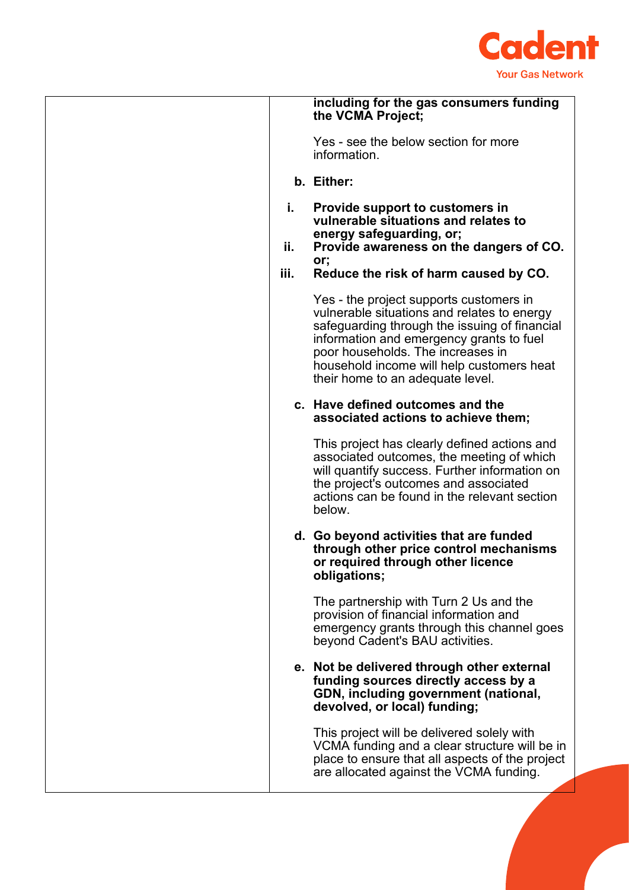| | **including for the gas consumers funding the VCMA Project;**<br><br>Yes - see the below section for more information.<br><br>**b. Either:**<br><br>**i. Provide support to customers in vulnerable situations and relates to energy safeguarding, or;**<br>**ii. Provide awareness on the dangers of CO. or;**<br>**iii. Reduce the risk of harm caused by CO.**<br><br>Yes - the project supports customers in vulnerable situations and relates to energy safeguarding through the issuing of financial information and emergency grants to fuel poor households. The increases in household income will help customers heat their home to an adequate level.<br><br>**c. Have defined outcomes and the associated actions to achieve them;**<br><br>This project has clearly defined actions and associated outcomes, the meeting of which will quantify success. Further information on the project's outcomes and associated actions can be found in the relevant section below.<br><br>**d. Go beyond activities that are funded through other price control mechanisms or required through other licence obligations;**<br><br>The partnership with Turn 2 Us and the provision of financial information and emergency grants through this channel goes beyond Cadent's BAU activities.<br><br>**e. Not be delivered through other external funding sources directly access by a GDN, including government (national, devolved, or local) funding;**<br><br>This project will be delivered solely with VCMA funding and a clear structure will be in place to ensure that all aspects of the project are allocated against the VCMA funding. |
|---|---|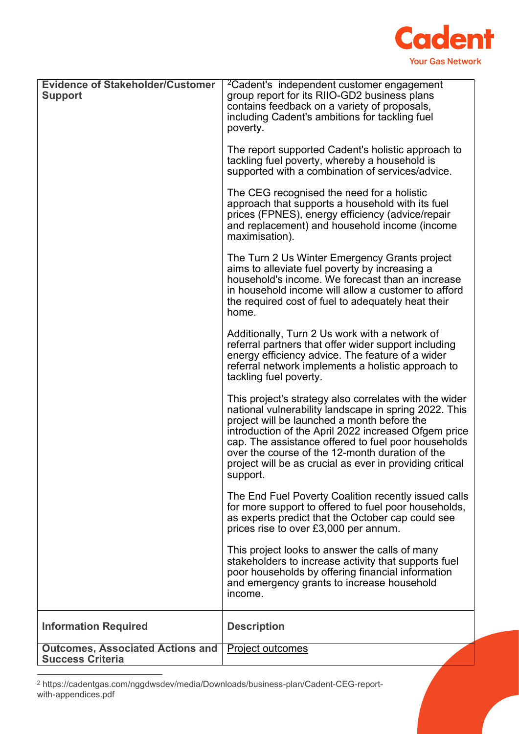| Evidence of Stakeholder/Customer Support | [2]Cadent's independent customer engagement group report for its RIIO-GD2 business plans contains feedback on a variety of proposals, including Cadent's ambitions for tackling fuel poverty.<br><br>The report supported Cadent's holistic approach to tackling fuel poverty, whereby a household is supported with a combination of services/advice.<br><br>The CEG recognised the need for a holistic approach that supports a household with its fuel prices (FPNES), energy efficiency (advice/repair and replacement) and household income (income maximisation).<br><br>The Turn 2 Us Winter Emergency Grants project aims to alleviate fuel poverty by increasing a household's income. We forecast than an increase in household income will allow a customer to afford the required cost of fuel to adequately heat their home.<br><br>Additionally, Turn 2 Us work with a network of referral partners that offer wider support including energy efficiency advice. The feature of a wider referral network implements a holistic approach to tackling fuel poverty.<br><br>This project's strategy also correlates with the wider national vulnerability landscape in spring 2022. This project will be launched a month before the introduction of the April 2022 increased Ofgem price cap. The assistance offered to fuel poor households over the course of the 12-month duration of the project will be as crucial as ever in providing critical support.<br><br>The End Fuel Poverty Coalition recently issued calls for more support to offered to fuel poor households, as experts predict that the October cap could see prices rise to over £3,000 per annum.<br><br>This project looks to answer the calls of many stakeholders to increase activity that supports fuel poor households by offering financial information and emergency grants to increase household income. |
|---|---|
| **Information Required** | **Description** |
| **Outcomes, Associated Actions and Success Criteria** | Project outcomes |

[2] https://cadentgas.com/nggdwsdev/media/Downloads/business-plan/Cadent-CEG-report-with-appendices.pdf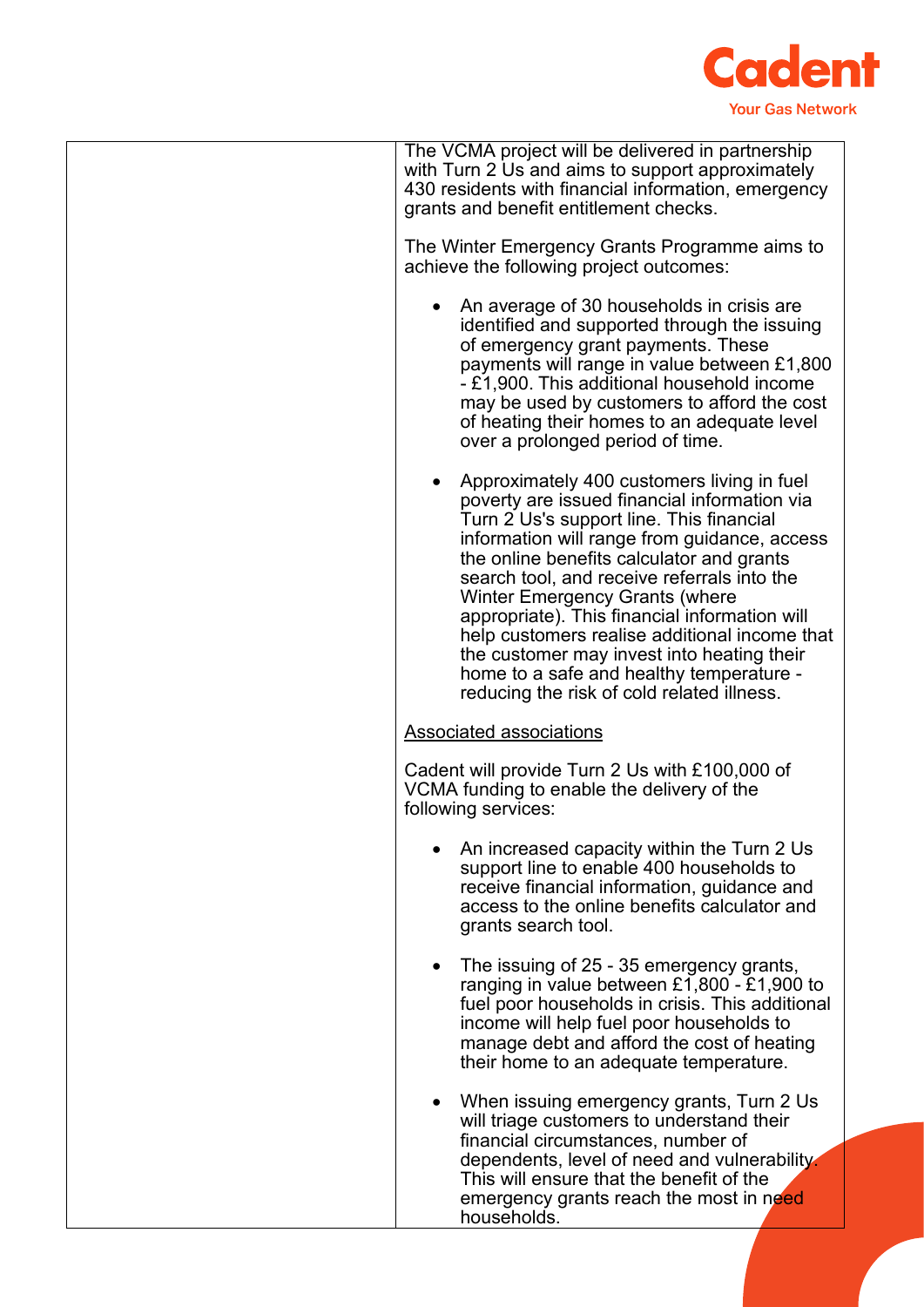| | The VCMA project will be delivered in partnership with Turn 2 Us and aims to support approximately 430 residents with financial information, emergency grants and benefit entitlement checks.<br><br>The Winter Emergency Grants Programme aims to achieve the following project outcomes:<br><br>• An average of 30 households in crisis are identified and supported through the issuing of emergency grant payments. These payments will range in value between £1,800 - £1,900. This additional household income may be used by customers to afford the cost of heating their homes to an adequate level over a prolonged period of time.<br><br>• Approximately 400 customers living in fuel poverty are issued financial information via Turn 2 Us's support line. This financial information will range from guidance, access the online benefits calculator and grants search tool, and receive referrals into the Winter Emergency Grants (where appropriate). This financial information will help customers realise additional income that the customer may invest into heating their home to a safe and healthy temperature - reducing the risk of cold related illness.<br><br><u>Associated associations</u><br><br>Cadent will provide Turn 2 Us with £100,000 of VCMA funding to enable the delivery of the following services:<br><br>• An increased capacity within the Turn 2 Us support line to enable 400 households to receive financial information, guidance and access to the online benefits calculator and grants search tool.<br><br>• The issuing of 25 - 35 emergency grants, ranging in value between £1,800 - £1,900 to fuel poor households in crisis. This additional income will help fuel poor households to manage debt and afford the cost of heating their home to an adequate temperature.<br><br>• When issuing emergency grants, Turn 2 Us will triage customers to understand their financial circumstances, number of dependents, level of need and vulnerability. This will ensure that the benefit of the emergency grants reach the most in need households. |
|---|---|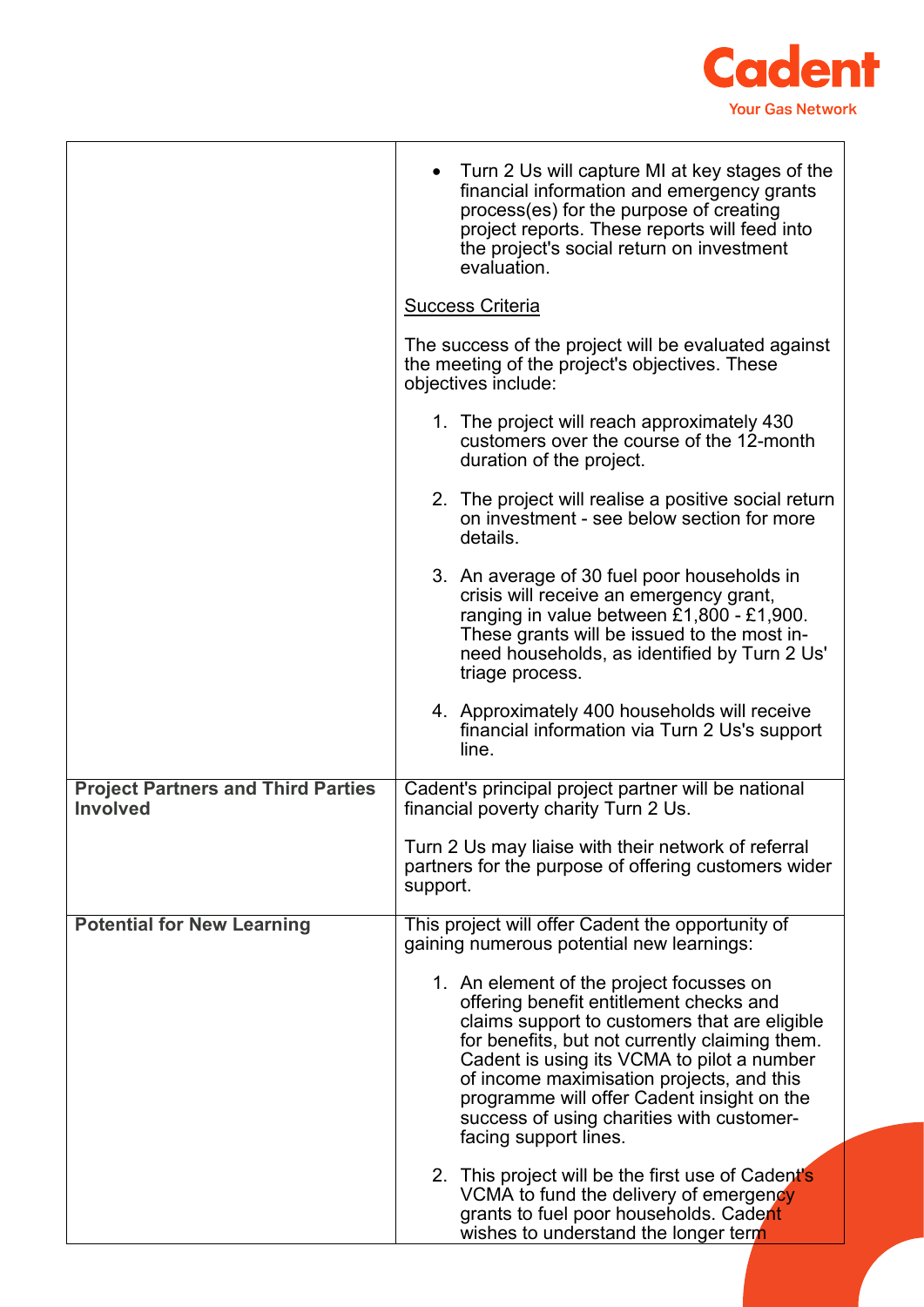| | |
|---|---|
| | • Turn 2 Us will capture MI at key stages of the financial information and emergency grants process(es) for the purpose of creating project reports. These reports will feed into the project's social return on investment evaluation.<br><br><u>Success Criteria</u><br><br>The success of the project will be evaluated against the meeting of the project's objectives. These objectives include:<br><br>1. The project will reach approximately 430 customers over the course of the 12-month duration of the project.<br><br>2. The project will realise a positive social return on investment - see below section for more details.<br><br>3. An average of 30 fuel poor households in crisis will receive an emergency grant, ranging in value between £1,800 - £1,900. These grants will be issued to the most in-need households, as identified by Turn 2 Us' triage process.<br><br>4. Approximately 400 households will receive financial information via Turn 2 Us's support line. |
| **Project Partners and Third Parties Involved** | Cadent's principal project partner will be national financial poverty charity Turn 2 Us.<br><br>Turn 2 Us may liaise with their network of referral partners for the purpose of offering customers wider support. |
| **Potential for New Learning** | This project will offer Cadent the opportunity of gaining numerous potential new learnings:<br><br>1. An element of the project focusses on offering benefit entitlement checks and claims support to customers that are eligible for benefits, but not currently claiming them. Cadent is using its VCMA to pilot a number of income maximisation projects, and this programme will offer Cadent insight on the success of using charities with customer-facing support lines.<br><br>2. This project will be the first use of Cadent's VCMA to fund the delivery of emergency grants to fuel poor households. Cadent wishes to understand the longer term |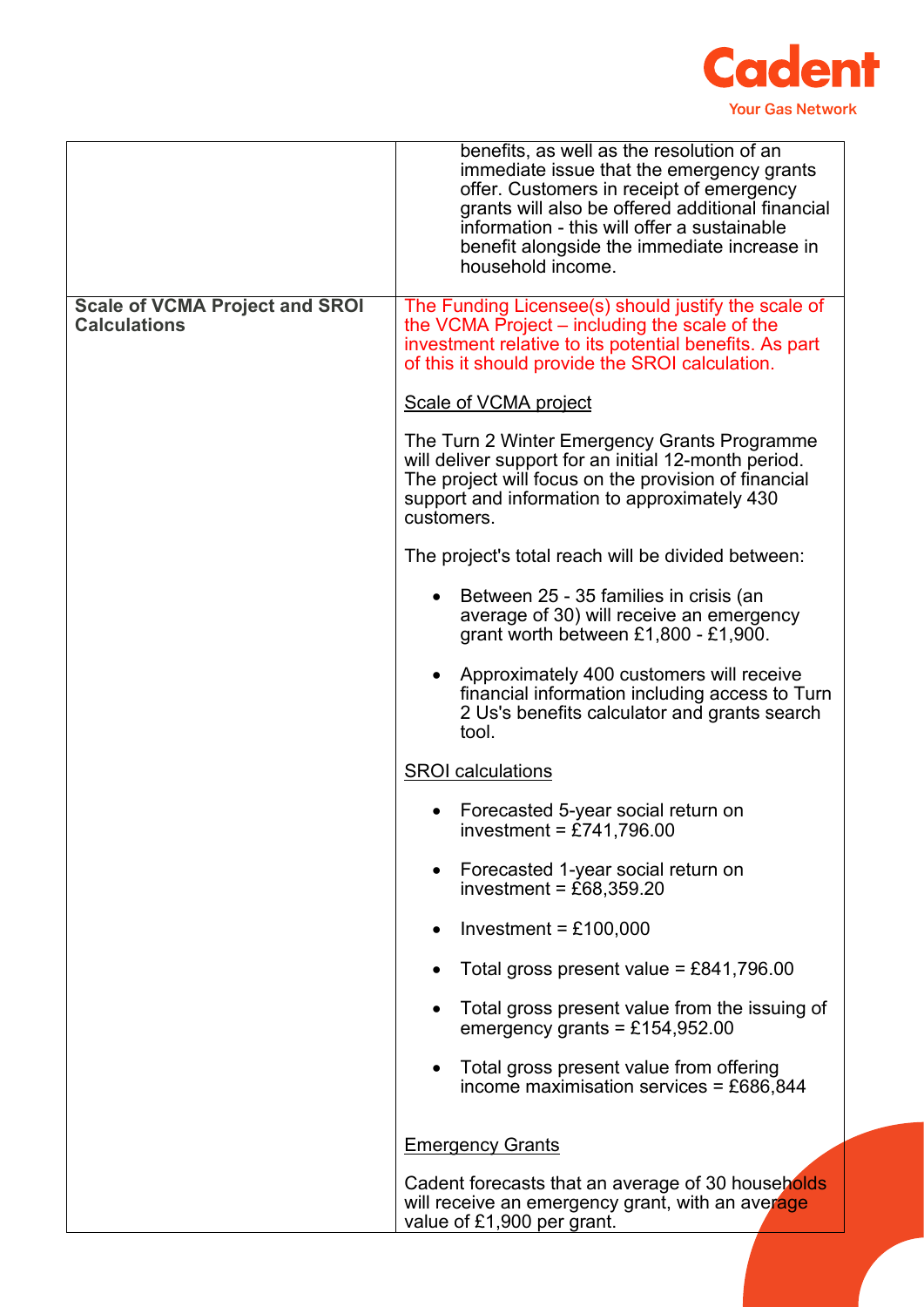| | |
|---|---|
| | benefits, as well as the resolution of an immediate issue that the emergency grants offer. Customers in receipt of emergency grants will also be offered additional financial information - this will offer a sustainable benefit alongside the immediate increase in household income. |
| **Scale of VCMA Project and SROI Calculations** | The Funding Licensee(s) should justify the scale of the VCMA Project – including the scale of the investment relative to its potential benefits. As part of this it should provide the SROI calculation.<br><br>Scale of VCMA project<br><br>The Turn 2 Winter Emergency Grants Programme will deliver support for an initial 12-month period. The project will focus on the provision of financial support and information to approximately 430 customers.<br><br>The project's total reach will be divided between:<br><br>• Between 25 - 35 families in crisis (an average of 30) will receive an emergency grant worth between £1,800 - £1,900.<br><br>• Approximately 400 customers will receive financial information including access to Turn 2 Us's benefits calculator and grants search tool.<br><br>SROI calculations<br><br>• Forecasted 5-year social return on investment = £741,796.00<br><br>• Forecasted 1-year social return on investment = £68,359.20<br><br>• Investment = £100,000<br><br>• Total gross present value = £841,796.00<br><br>• Total gross present value from the issuing of emergency grants = £154,952.00<br><br>• Total gross present value from offering income maximisation services = £686,844<br><br>Emergency Grants<br><br>Cadent forecasts that an average of 30 households will receive an emergency grant, with an average value of £1,900 per grant. |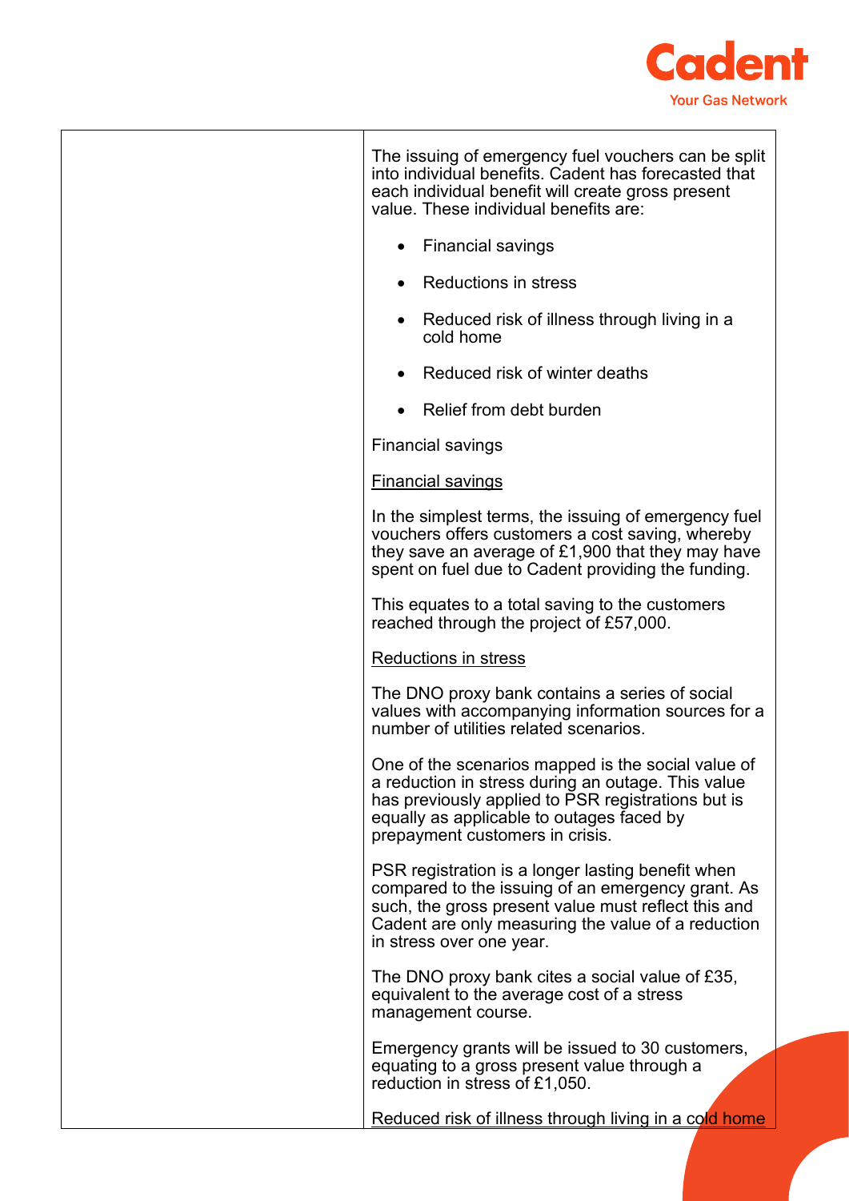| | |
|---|---|
| | The issuing of emergency fuel vouchers can be split into individual benefits. Cadent has forecasted that each individual benefit will create gross present value. These individual benefits are:<br><br>• Financial savings<br>• Reductions in stress<br>• Reduced risk of illness through living in a cold home<br>• Reduced risk of winter deaths<br>• Relief from debt burden<br><br>Financial savings<br><br><u>Financial savings</u><br><br>In the simplest terms, the issuing of emergency fuel vouchers offers customers a cost saving, whereby they save an average of £1,900 that they may have spent on fuel due to Cadent providing the funding.<br><br>This equates to a total saving to the customers reached through the project of £57,000.<br><br><u>Reductions in stress</u><br><br>The DNO proxy bank contains a series of social values with accompanying information sources for a number of utilities related scenarios.<br><br>One of the scenarios mapped is the social value of a reduction in stress during an outage. This value has previously applied to PSR registrations but is equally as applicable to outages faced by prepayment customers in crisis.<br><br>PSR registration is a longer lasting benefit when compared to the issuing of an emergency grant. As such, the gross present value must reflect this and Cadent are only measuring the value of a reduction in stress over one year.<br><br>The DNO proxy bank cites a social value of £35, equivalent to the average cost of a stress management course.<br><br>Emergency grants will be issued to 30 customers, equating to a gross present value through a reduction in stress of £1,050.<br><br><u>Reduced risk of illness through living in a cold home</u> |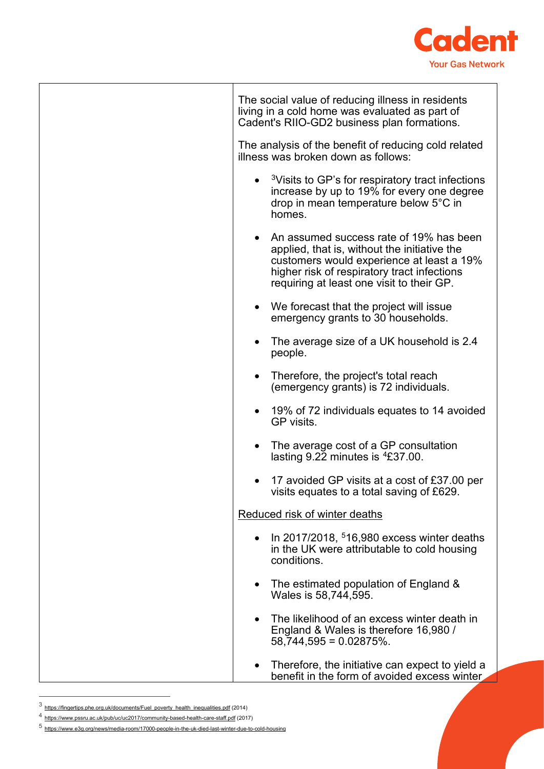| | The social value of reducing illness in residents living in a cold home was evaluated as part of Cadent's RIIO-GD2 business plan formations.<br><br>The analysis of the benefit of reducing cold related illness was broken down as follows:<br><br>• [3]Visits to GP's for respiratory tract infections increase by up to 19% for every one degree drop in mean temperature below 5°C in homes.<br><br>• An assumed success rate of 19% has been applied, that is, without the initiative the customers would experience at least a 19% higher risk of respiratory tract infections requiring at least one visit to their GP.<br><br>• We forecast that the project will issue emergency grants to 30 households.<br><br>• The average size of a UK household is 2.4 people.<br><br>• Therefore, the project's total reach (emergency grants) is 72 individuals.<br><br>• 19% of 72 individuals equates to 14 avoided GP visits.<br><br>• The average cost of a GP consultation lasting 9.22 minutes is [4]£37.00.<br><br>• 17 avoided GP visits at a cost of £37.00 per visits equates to a total saving of £629.<br><br><u>Reduced risk of winter deaths</u><br><br>• In 2017/2018, [5]16,980 excess winter deaths in the UK were attributable to cold housing conditions.<br><br>• The estimated population of England & Wales is 58,744,595.<br><br>• The likelihood of an excess winter death in England & Wales is therefore 16,980 / 58,744,595 = 0.02875%.<br><br>• Therefore, the initiative can expect to yield a benefit in the form of avoided excess winter |
|---|---|

[3] https://fingertips.phe.org.uk/documents/Fuel_poverty_health_inequalities.pdf (2014)

[4] https://www.pssru.ac.uk/pub/uc/uc2017/community-based-health-care-staff.pdf (2017)

[5] https://www.e3g.org/news/media-room/17000-people-in-the-uk-died-last-winter-due-to-cold-housing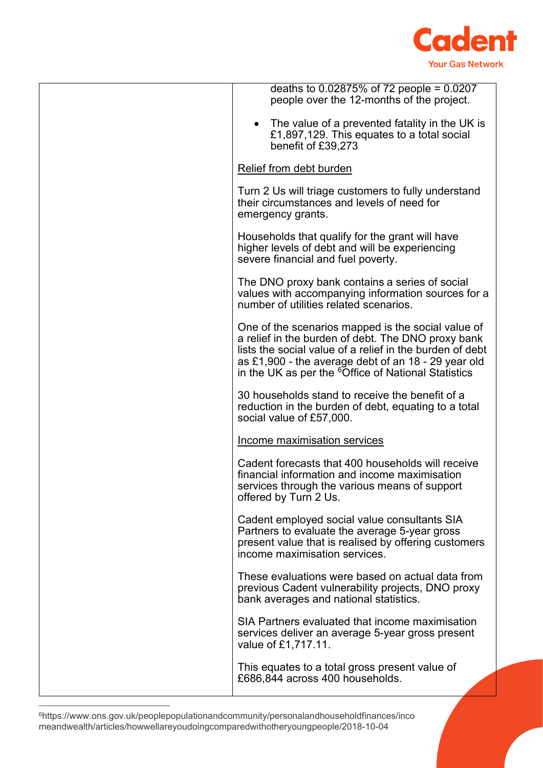| | deaths to 0.02875% of 72 people = 0.0207 people over the 12-months of the project.<br><br>• The value of a prevented fatality in the UK is £1,897,129. This equates to a total social benefit of £39,273<br><br><u>Relief from debt burden</u><br><br>Turn 2 Us will triage customers to fully understand their circumstances and levels of need for emergency grants.<br><br>Households that qualify for the grant will have higher levels of debt and will be experiencing severe financial and fuel poverty.<br><br>The DNO proxy bank contains a series of social values with accompanying information sources for a number of utilities related scenarios.<br><br>One of the scenarios mapped is the social value of a relief in the burden of debt. The DNO proxy bank lists the social value of a relief in the burden of debt as £1,900 - the average debt of an 18 - 29 year old in the UK as per the [6]Office of National Statistics<br><br>30 households stand to receive the benefit of a reduction in the burden of debt, equating to a total social value of £57,000.<br><br><u>Income maximisation services</u><br><br>Cadent forecasts that 400 households will receive financial information and income maximisation services through the various means of support offered by Turn 2 Us.<br><br>Cadent employed social value consultants SIA Partners to evaluate the average 5-year gross present value that is realised by offering customers income maximisation services.<br><br>These evaluations were based on actual data from previous Cadent vulnerability projects, DNO proxy bank averages and national statistics.<br><br>SIA Partners evaluated that income maximisation services deliver an average 5-year gross present value of £1,717.11.<br><br>This equates to a total gross present value of £686,844 across 400 households. |
|---|---|

[6]https://www.ons.gov.uk/peoplepopulationandcommunity/personalandhouseholdfinances/incomeandwealth/articles/howwellareyoudoingcomparedwithotheryoungpeople/2018-10-04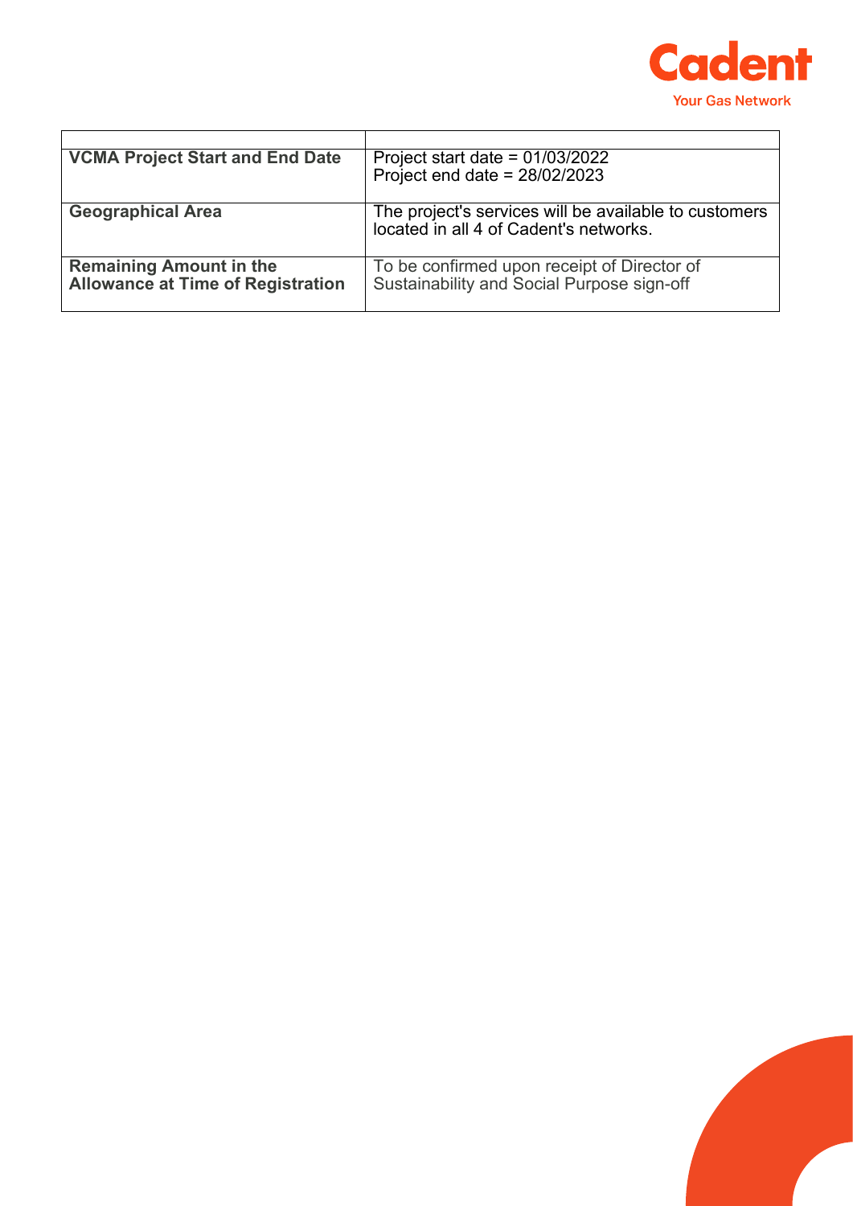| | |
|---|---|
| **VCMA Project Start and End Date** | Project start date = 01/03/2022<br>Project end date = 28/02/2023 |
| **Geographical Area** | The project's services will be available to customers located in all 4 of Cadent's networks. |
| **Remaining Amount in the Allowance at Time of Registration** | To be confirmed upon receipt of Director of Sustainability and Social Purpose sign-off |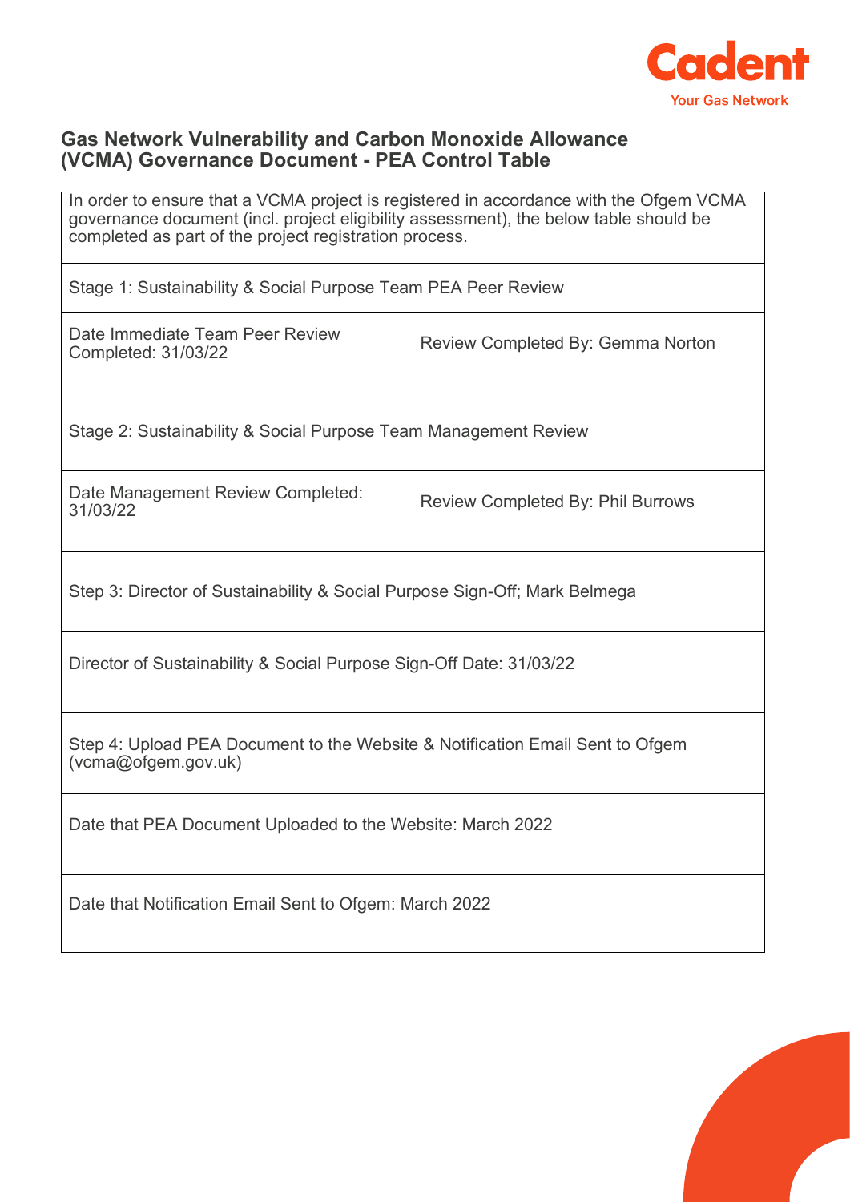## Gas Network Vulnerability and Carbon Monoxide Allowance (VCMA) Governance Document - PEA Control Table

| | |
|---|---|
| In order to ensure that a VCMA project is registered in accordance with the Ofgem VCMA governance document (incl. project eligibility assessment), the below table should be completed as part of the project registration process. | |
| Stage 1: Sustainability & Social Purpose Team PEA Peer Review | |
| Date Immediate Team Peer Review Completed: 31/03/22 | Review Completed By: Gemma Norton |
| Stage 2: Sustainability & Social Purpose Team Management Review | |
| Date Management Review Completed: 31/03/22 | Review Completed By: Phil Burrows |
| Step 3: Director of Sustainability & Social Purpose Sign-Off; Mark Belmega | |
| Director of Sustainability & Social Purpose Sign-Off Date: 31/03/22 | |
| Step 4: Upload PEA Document to the Website & Notification Email Sent to Ofgem (vcma@ofgem.gov.uk) | |
| Date that PEA Document Uploaded to the Website: March 2022 | |
| Date that Notification Email Sent to Ofgem: March 2022 | |